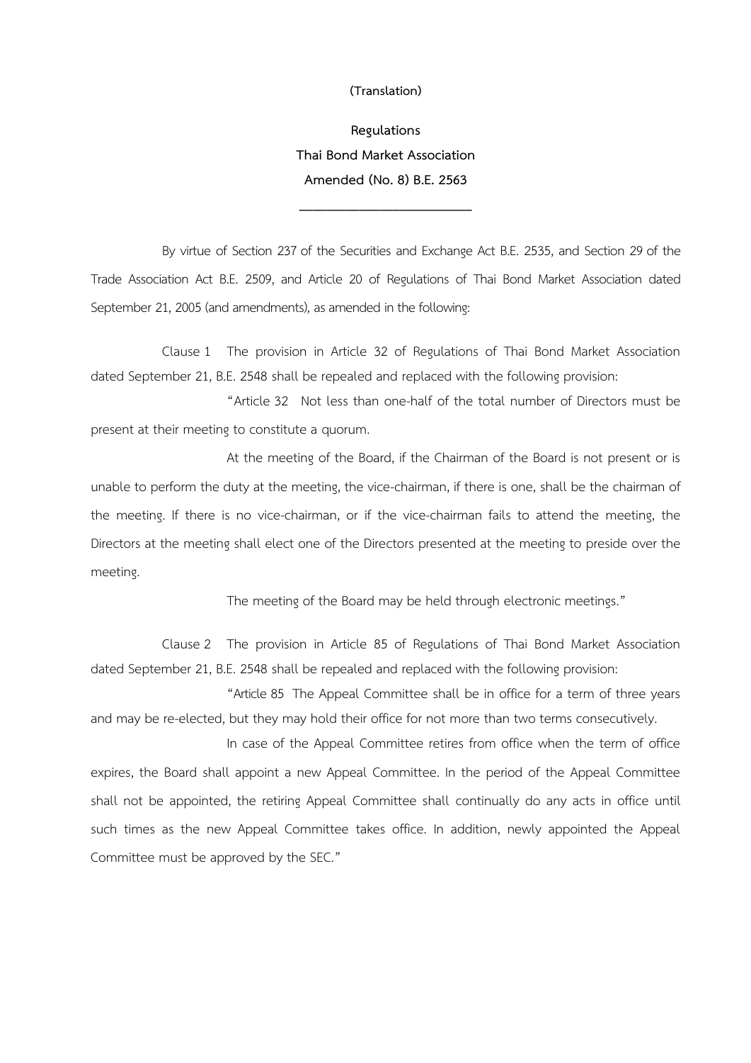**(Translation)**

# Regulations
# Thai Bond Market Association
# Amended (No. 8) B.E. 2563

---

By virtue of Section 237 of the Securities and Exchange Act B.E. 2535, and Section 29 of the Trade Association Act B.E. 2509, and Article 20 of Regulations of Thai Bond Market Association dated September 21, 2005 (and amendments), as amended in the following:

Clause 1 The provision in Article 32 of Regulations of Thai Bond Market Association dated September 21, B.E. 2548 shall be repealed and replaced with the following provision:

"Article 32 Not less than one-half of the total number of Directors must be present at their meeting to constitute a quorum.

At the meeting of the Board, if the Chairman of the Board is not present or is unable to perform the duty at the meeting, the vice-chairman, if there is one, shall be the chairman of the meeting. If there is no vice-chairman, or if the vice-chairman fails to attend the meeting, the Directors at the meeting shall elect one of the Directors presented at the meeting to preside over the meeting.

The meeting of the Board may be held through electronic meetings."

Clause 2 The provision in Article 85 of Regulations of Thai Bond Market Association dated September 21, B.E. 2548 shall be repealed and replaced with the following provision:

"Article 85 The Appeal Committee shall be in office for a term of three years and may be re-elected, but they may hold their office for not more than two terms consecutively.

In case of the Appeal Committee retires from office when the term of office expires, the Board shall appoint a new Appeal Committee. In the period of the Appeal Committee shall not be appointed, the retiring Appeal Committee shall continually do any acts in office until such times as the new Appeal Committee takes office. In addition, newly appointed the Appeal Committee must be approved by the SEC."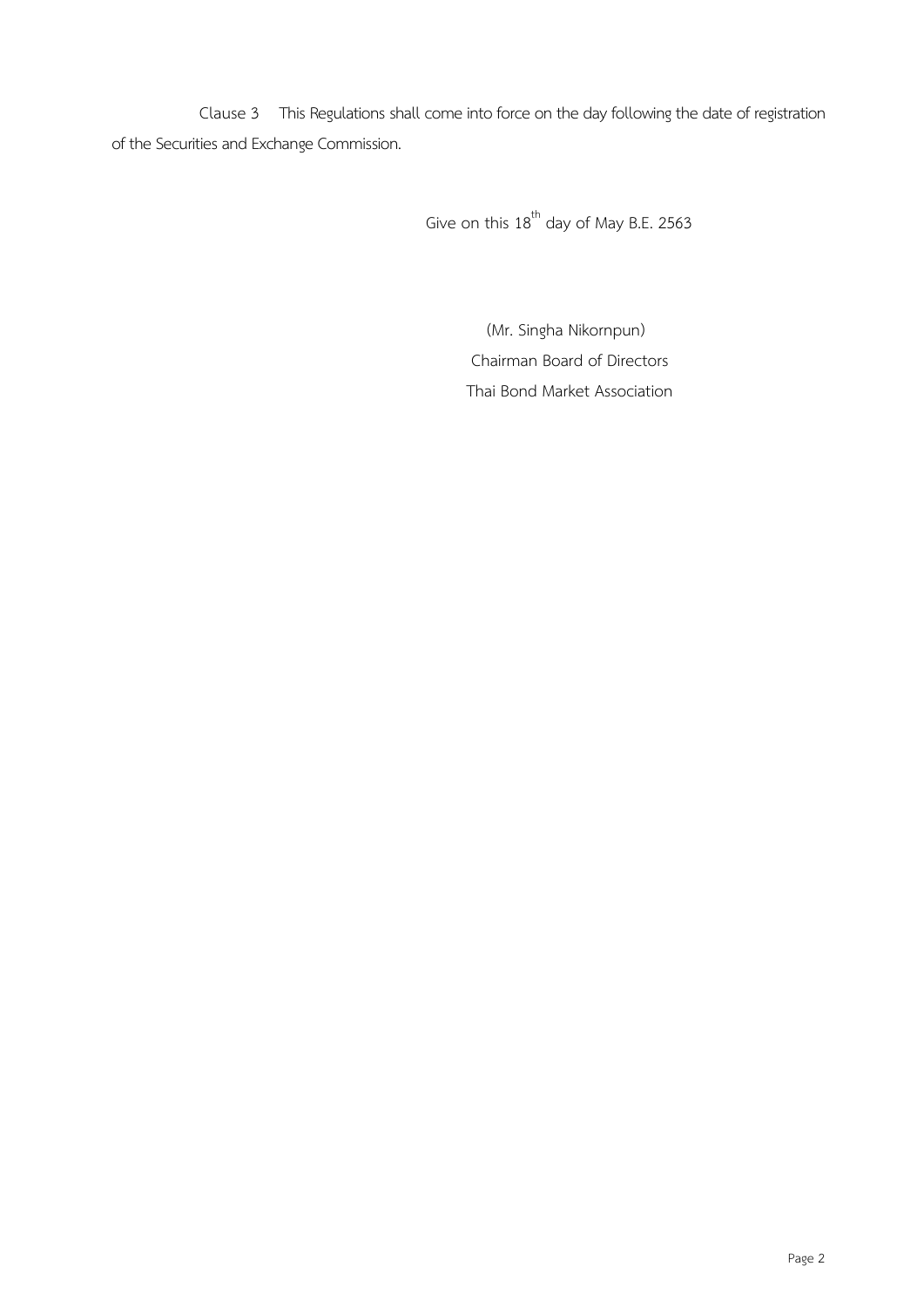Clause 3 This Regulations shall come into force on the day following the date of registration of the Securities and Exchange Commission.

Give on this 18th day of May B.E. 2563

(Mr. Singha Nikornpun)

Chairman Board of Directors

Thai Bond Market Association